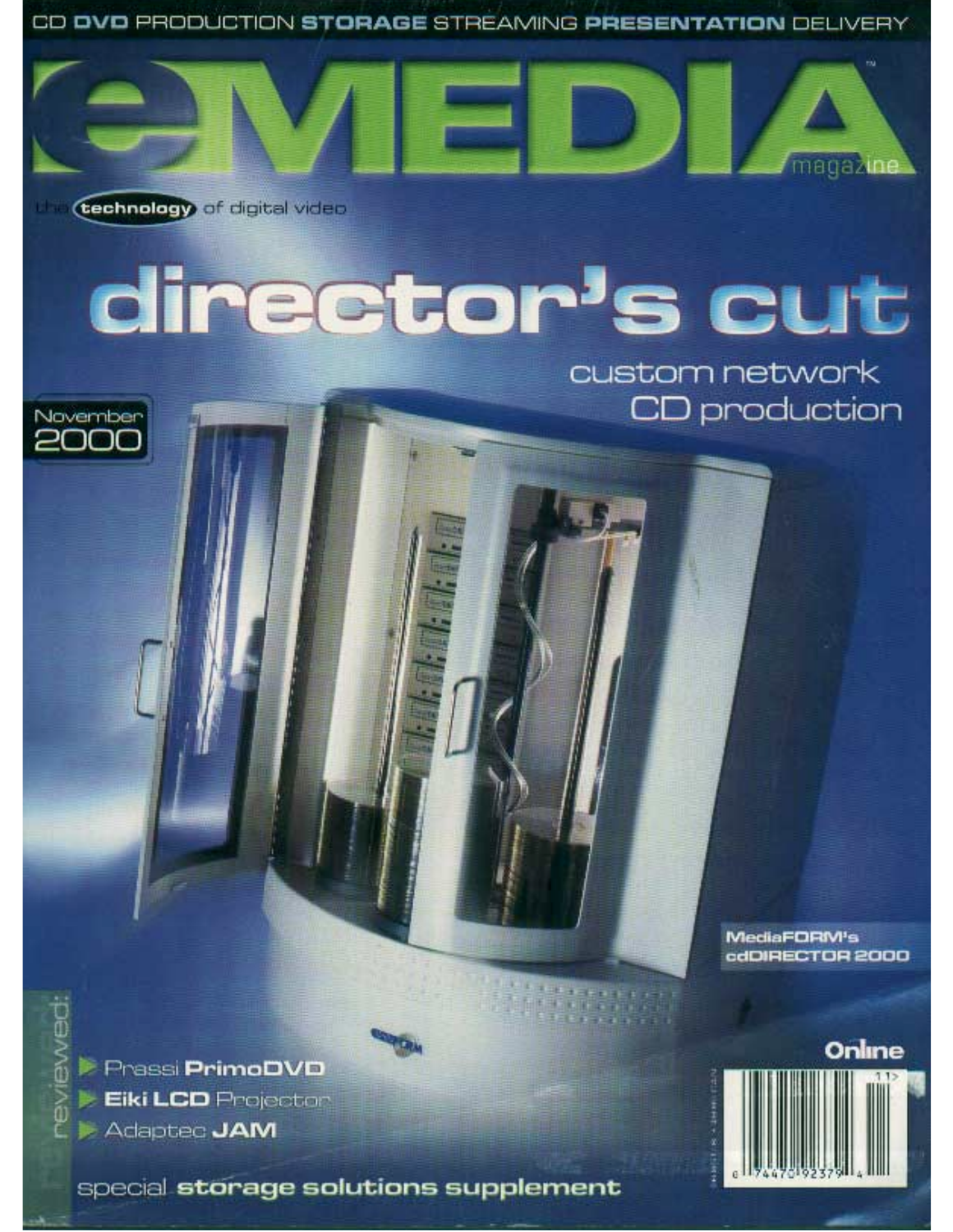CD DVD PRODUCTION STORAGE STREAMING PRESENTATION DELIVERY

# eMEDIA magazine

the technology of digital video

November 2000

# director's cut

## custom network CD production

MediaFORM's cdDIRECTOR 2000

reviewed:

- Prassi PrimoDVD
- Eiki LCD Projector
- Adaptec JAM

Online

special storage solutions supplement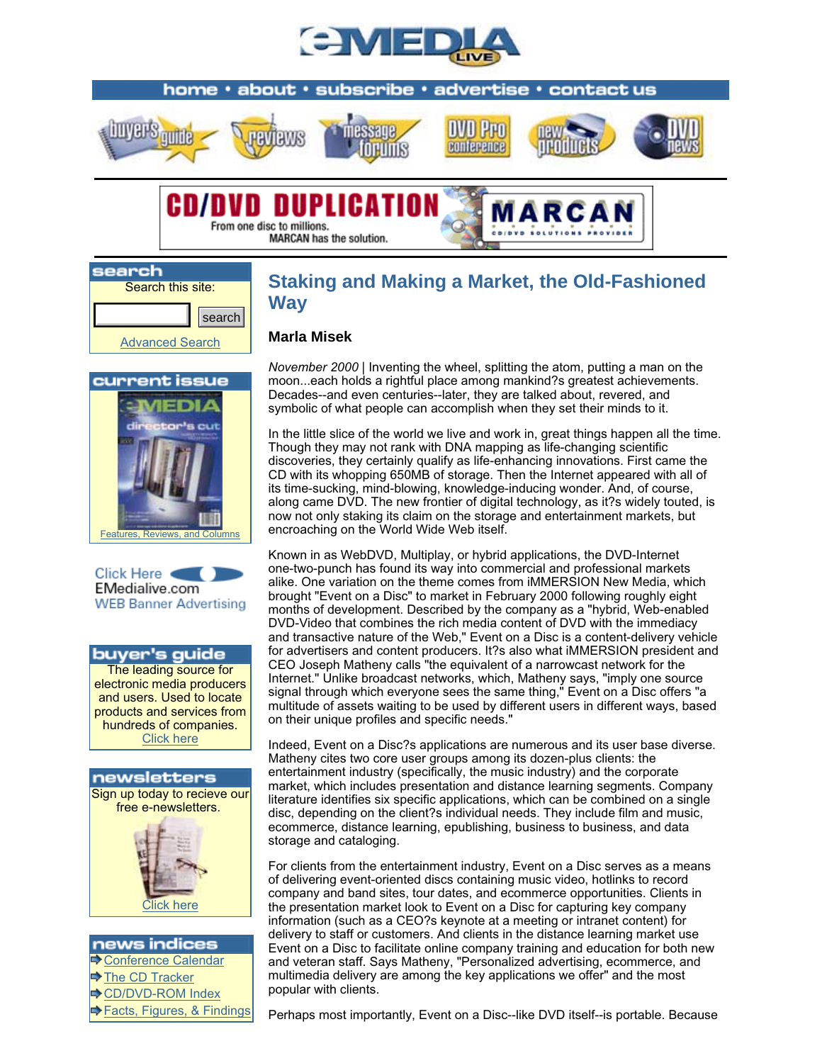# Staking and Making a Market, the Old-Fashioned Way

**Marla Misek**

*November 2000* | Inventing the wheel, splitting the atom, putting a man on the moon...each holds a rightful place among mankind?s greatest achievements. Decades--and even centuries--later, they are talked about, revered, and symbolic of what people can accomplish when they set their minds to it.

In the little slice of the world we live and work in, great things happen all the time. Though they may not rank with DNA mapping as life-changing scientific discoveries, they certainly qualify as life-enhancing innovations. First came the CD with its whopping 650MB of storage. Then the Internet appeared with all of its time-sucking, mind-blowing, knowledge-inducing wonder. And, of course, along came DVD. The new frontier of digital technology, as it?s widely touted, is now not only staking its claim on the storage and entertainment markets, but encroaching on the World Wide Web itself.

Known in as WebDVD, Multiplay, or hybrid applications, the DVD-Internet one-two-punch has found its way into commercial and professional markets alike. One variation on the theme comes from iMMERSION New Media, which brought "Event on a Disc" to market in February 2000 following roughly eight months of development. Described by the company as a "hybrid, Web-enabled DVD-Video that combines the rich media content of DVD with the immediacy and transactive nature of the Web," Event on a Disc is a content-delivery vehicle for advertisers and content producers. It?s also what iMMERSION president and CEO Joseph Matheny calls "the equivalent of a narrowcast network for the Internet." Unlike broadcast networks, which, Matheny says, "imply one source signal through which everyone sees the same thing," Event on a Disc offers "a multitude of assets waiting to be used by different users in different ways, based on their unique profiles and specific needs."

Indeed, Event on a Disc?s applications are numerous and its user base diverse. Matheny cites two core user groups among its dozen-plus clients: the entertainment industry (specifically, the music industry) and the corporate market, which includes presentation and distance learning segments. Company literature identifies six specific applications, which can be combined on a single disc, depending on the client?s individual needs. They include film and music, ecommerce, distance learning, epublishing, business to business, and data storage and cataloging.

For clients from the entertainment industry, Event on a Disc serves as a means of delivering event-oriented discs containing music video, hotlinks to record company and band sites, tour dates, and ecommerce opportunities. Clients in the presentation market look to Event on a Disc for capturing key company information (such as a CEO?s keynote at a meeting or intranet content) for delivery to staff or customers. And clients in the distance learning market use Event on a Disc to facilitate online company training and education for both new and veteran staff. Says Matheny, "Personalized advertising, ecommerce, and multimedia delivery are among the key applications we offer" and the most popular with clients.

Perhaps most importantly, Event on a Disc--like DVD itself--is portable. Because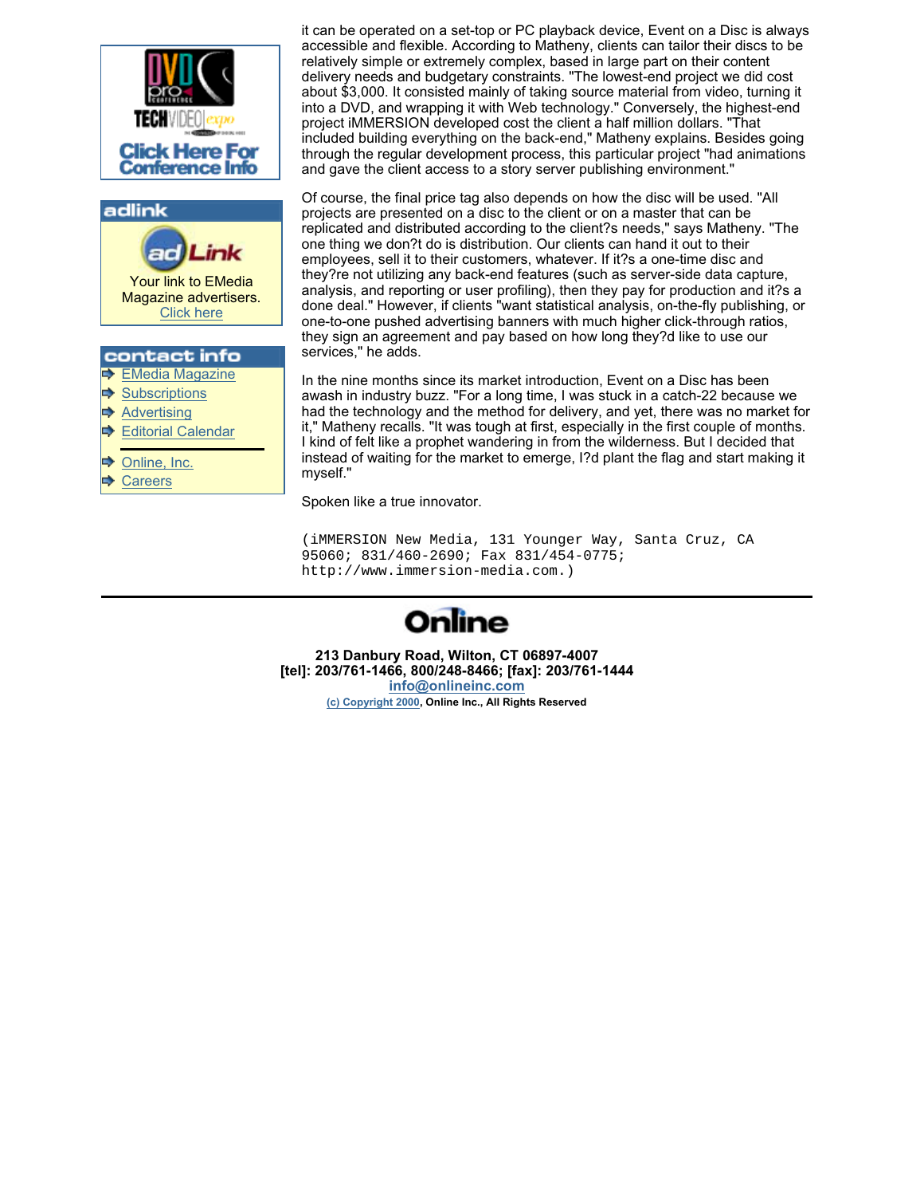it can be operated on a set-top or PC playback device, Event on a Disc is always accessible and flexible. According to Matheny, clients can tailor their discs to be relatively simple or extremely complex, based in large part on their content delivery needs and budgetary constraints. "The lowest-end project we did cost about $3,000. It consisted mainly of taking source material from video, turning it into a DVD, and wrapping it with Web technology." Conversely, the highest-end project iMMERSION developed cost the client a half million dollars. "That included building everything on the back-end," Matheny explains. Besides going through the regular development process, this particular project "had animations and gave the client access to a story server publishing environment."

Of course, the final price tag also depends on how the disc will be used. "All projects are presented on a disc to the client or on a master that can be replicated and distributed according to the client?s needs," says Matheny. "The one thing we don?t do is distribution. Our clients can hand it out to their employees, sell it to their customers, whatever. If it?s a one-time disc and they?re not utilizing any back-end features (such as server-side data capture, analysis, and reporting or user profiling), then they pay for production and it?s a done deal." However, if clients "want statistical analysis, on-the-fly publishing, or one-to-one pushed advertising banners with much higher click-through ratios, they sign an agreement and pay based on how long they?d like to use our services," he adds.

In the nine months since its market introduction, Event on a Disc has been awash in industry buzz. "For a long time, I was stuck in a catch-22 because we had the technology and the method for delivery, and yet, there was no market for it," Matheny recalls. "It was tough at first, especially in the first couple of months. I kind of felt like a prophet wandering in from the wilderness. But I decided that instead of waiting for the market to emerge, I?d plant the flag and start making it myself."

Spoken like a true innovator.

```
(iMMERSION New Media, 131 Younger Way, Santa Cruz, CA
95060; 831/460-2690; Fax 831/454-0775;
http://www.immersion-media.com.)
```

Click Here For Conference Info

**adlink**

Your link to EMedia Magazine advertisers.
Click here

**contact info**

- EMedia Magazine
- Subscriptions
- Advertising
- Editorial Calendar
- Online, Inc.
- Careers

---

**Online**

**213 Danbury Road, Wilton, CT 06897-4007**
**[tel]: 203/761-1466, 800/248-8466; [fax]: 203/761-1444**
**info@onlineinc.com**
**(c) Copyright 2000, Online Inc., All Rights Reserved**